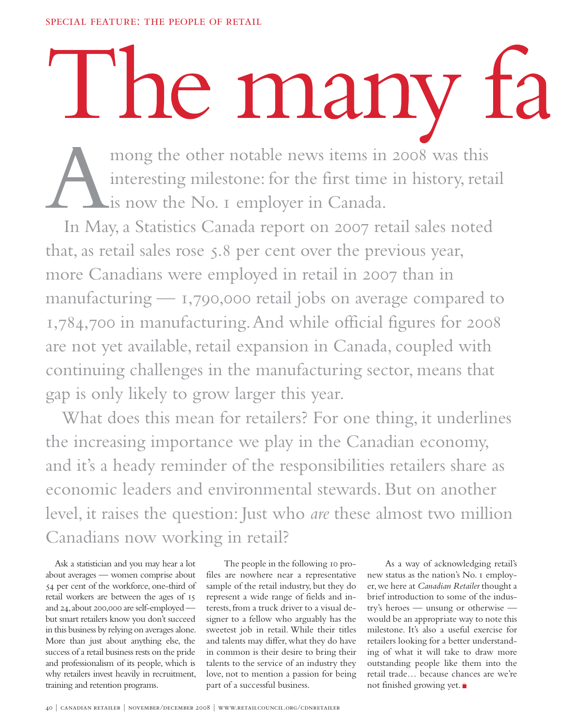SPECIAL FEATURE: THE PEOPLE OF RETAIL

# The many fa

Among the other notable news items in 2008 was this interesting milestone: for the first time in history, retail is now the No. 1 employer in Canada.

In May, a Statistics Canada report on 2007 retail sales noted that, as retail sales rose 5.8 per cent over the previous year, more Canadians were employed in retail in 2007 than in manufacturing — 1,790,000 retail jobs on average compared to 1,784,700 in manufacturing. And while official figures for 2008 are not yet available, retail expansion in Canada, coupled with continuing challenges in the manufacturing sector, means that gap is only likely to grow larger this year.

What does this mean for retailers? For one thing, it underlines the increasing importance we play in the Canadian economy, and it's a heady reminder of the responsibilities retailers share as economic leaders and environmental stewards. But on another level, it raises the question: Just who *are* these almost two million Canadians now working in retail?

Ask a statistician and you may hear a lot about averages — women comprise about 54 per cent of the workforce, one-third of retail workers are between the ages of 15 and 24, about 200,000 are self-employed — but smart retailers know you don't succeed in this business by relying on averages alone. More than just about anything else, the success of a retail business rests on the pride and professionalism of its people, which is why retailers invest heavily in recruitment, training and retention programs.

The people in the following 10 profiles are nowhere near a representative sample of the retail industry, but they do represent a wide range of fields and interests, from a truck driver to a visual designer to a fellow who arguably has the sweetest job in retail. While their titles and talents may differ, what they do have in common is their desire to bring their talents to the service of an industry they love, not to mention a passion for being part of a successful business.

As a way of acknowledging retail's new status as the nation's No. 1 employer, we here at *Canadian Retailer* thought a brief introduction to some of the industry's heroes — unsung or otherwise — would be an appropriate way to note this milestone. It's also a useful exercise for retailers looking for a better understanding of what it will take to draw more outstanding people like them into the retail trade… because chances are we're not finished growing yet.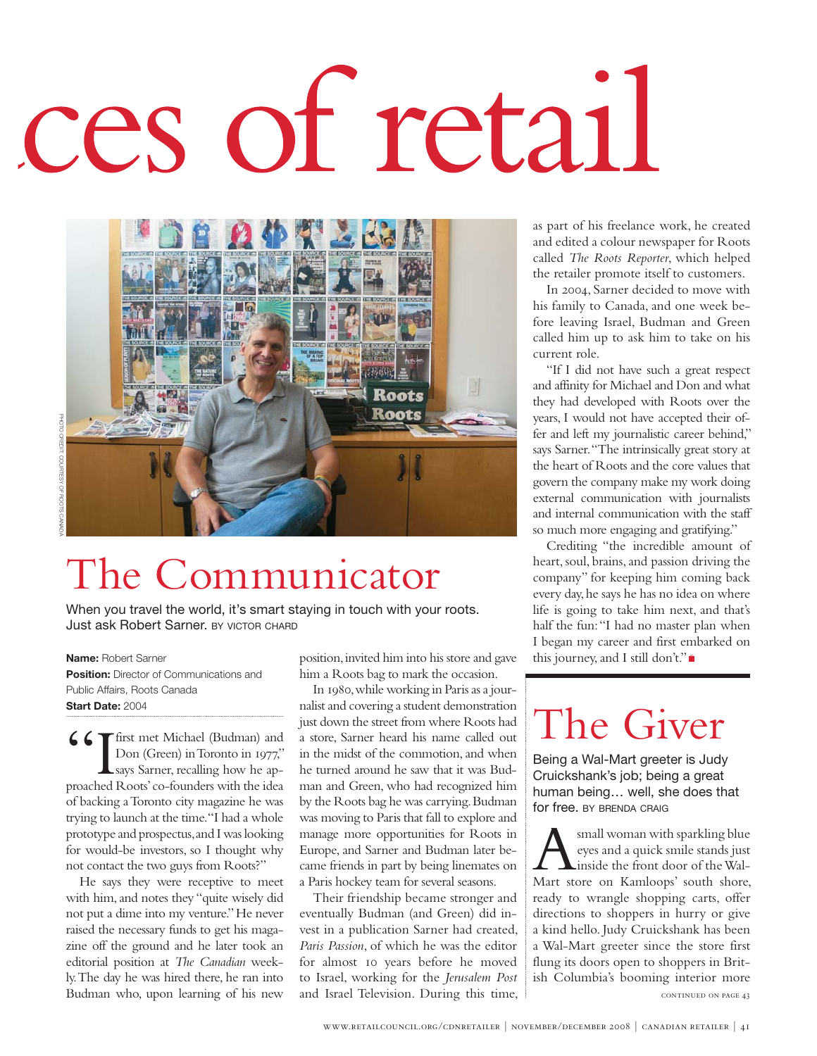# ces of retail

PHOTO CREDIT: COURTESY OF ROOTS CANADA

## The Communicator

When you travel the world, it's smart staying in touch with your roots. Just ask Robert Sarner. BY VICTOR CHARD

**Name:** Robert Sarner
**Position:** Director of Communications and Public Affairs, Roots Canada
**Start Date:** 2004

"I first met Michael (Budman) and Don (Green) in Toronto in 1977," says Sarner, recalling how he approached Roots' co-founders with the idea of backing a Toronto city magazine he was trying to launch at the time. "I had a whole prototype and prospectus, and I was looking for would-be investors, so I thought why not contact the two guys from Roots?"

He says they were receptive to meet with him, and notes they "quite wisely did not put a dime into my venture." He never raised the necessary funds to get his magazine off the ground and he later took an editorial position at *The Canadian* weekly. The day he was hired there, he ran into Budman who, upon learning of his new position, invited him into his store and gave him a Roots bag to mark the occasion.

In 1980, while working in Paris as a journalist and covering a student demonstration just down the street from where Roots had a store, Sarner heard his name called out in the midst of the commotion, and when he turned around he saw that it was Budman and Green, who had recognized him by the Roots bag he was carrying. Budman was moving to Paris that fall to explore and manage more opportunities for Roots in Europe, and Sarner and Budman later became friends in part by being linemates on a Paris hockey team for several seasons.

Their friendship became stronger and eventually Budman (and Green) did invest in a publication Sarner had created, *Paris Passion*, of which he was the editor for almost 10 years before he moved to Israel, working for the *Jerusalem Post* and Israel Television. During this time, as part of his freelance work, he created and edited a colour newspaper for Roots called *The Roots Reporter*, which helped the retailer promote itself to customers.

In 2004, Sarner decided to move with his family to Canada, and one week before leaving Israel, Budman and Green called him up to ask him to take on his current role.

"If I did not have such a great respect and affinity for Michael and Don and what they had developed with Roots over the years, I would not have accepted their offer and left my journalistic career behind," says Sarner. "The intrinsically great story at the heart of Roots and the core values that govern the company make my work doing external communication with journalists and internal communication with the staff so much more engaging and gratifying."

Crediting "the incredible amount of heart, soul, brains, and passion driving the company" for keeping him coming back every day, he says he has no idea on where life is going to take him next, and that's half the fun: "I had no master plan when I began my career and first embarked on this journey, and I still don't."

## The Giver

Being a Wal-Mart greeter is Judy Cruickshank's job; being a great human being… well, she does that for free. BY BRENDA CRAIG

A small woman with sparkling blue eyes and a quick smile stands just inside the front door of the Wal-Mart store on Kamloops' south shore, ready to wrangle shopping carts, offer directions to shoppers in hurry or give a kind hello. Judy Cruickshank has been a Wal-Mart greeter since the store first flung its doors open to shoppers in British Columbia's booming interior more

CONTINUED ON PAGE 43